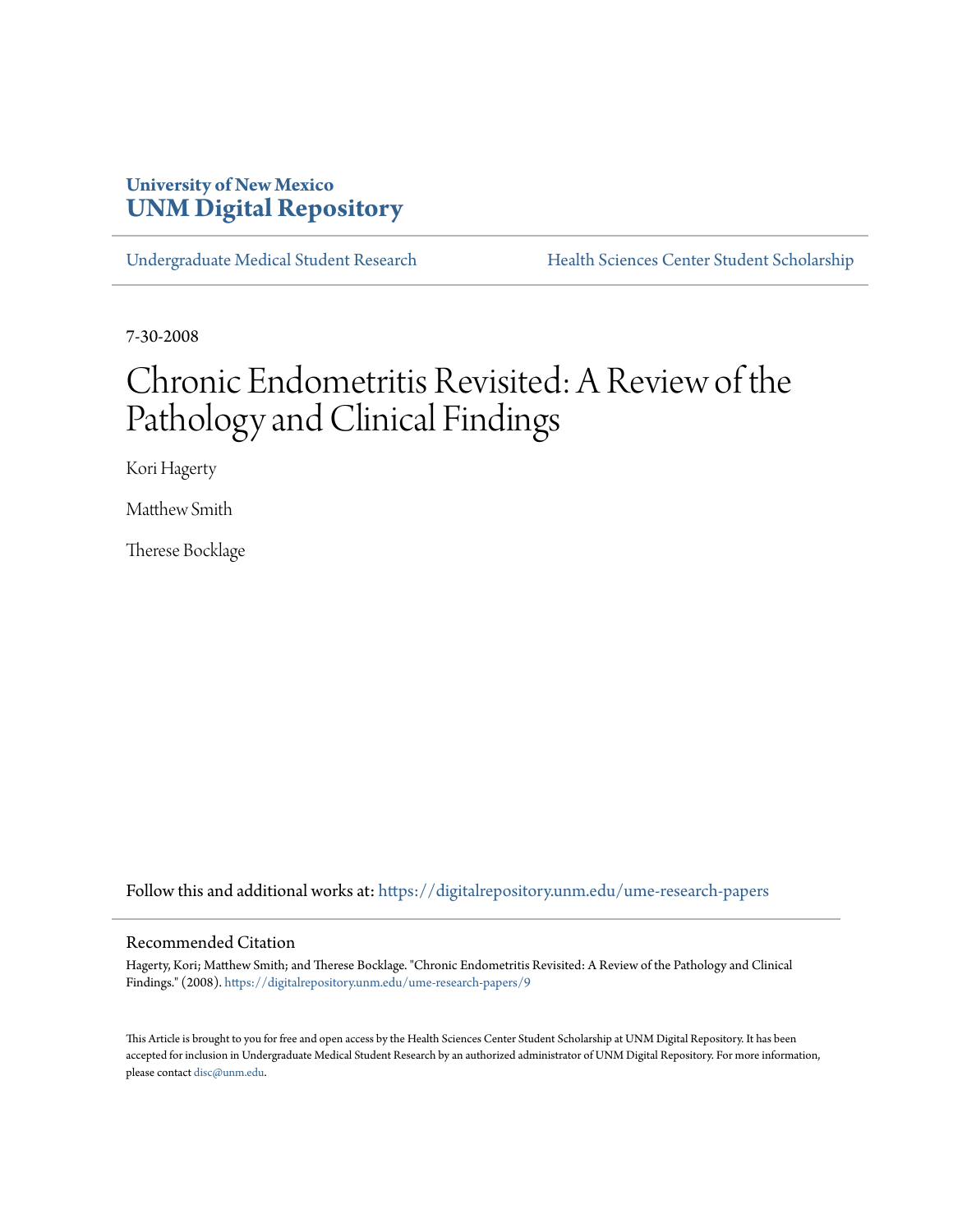University of New Mexico
**UNM Digital Repository**

Undergraduate Medical Student Research | Health Sciences Center Student Scholarship

7-30-2008

# Chronic Endometritis Revisited: A Review of the Pathology and Clinical Findings

Kori Hagerty

Matthew Smith

Therese Bocklage

Follow this and additional works at: https://digitalrepository.unm.edu/ume-research-papers

## Recommended Citation

Hagerty, Kori; Matthew Smith; and Therese Bocklage. "Chronic Endometritis Revisited: A Review of the Pathology and Clinical Findings." (2008). https://digitalrepository.unm.edu/ume-research-papers/9

This Article is brought to you for free and open access by the Health Sciences Center Student Scholarship at UNM Digital Repository. It has been accepted for inclusion in Undergraduate Medical Student Research by an authorized administrator of UNM Digital Repository. For more information, please contact disc@unm.edu.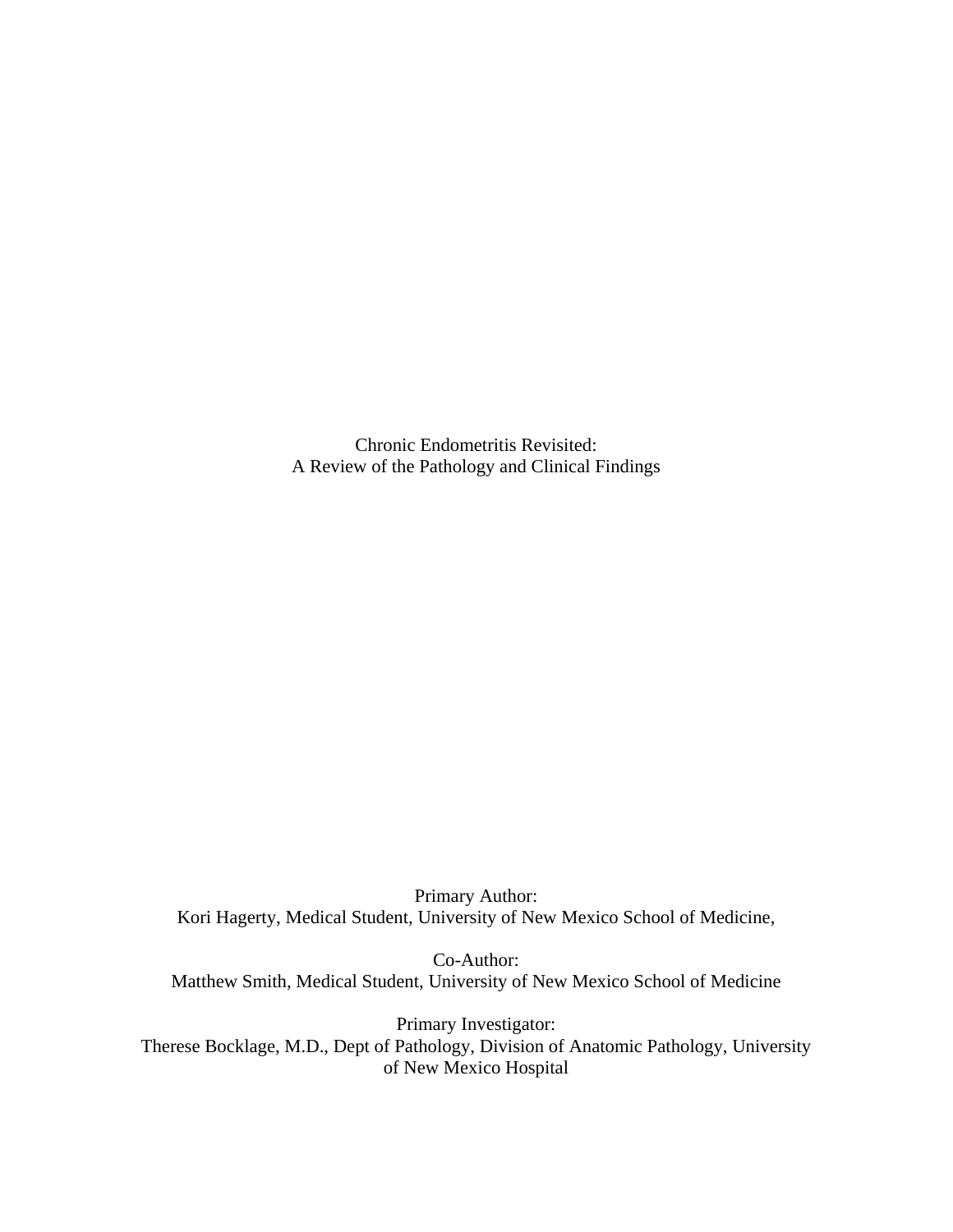# Chronic Endometritis Revisited:
## A Review of the Pathology and Clinical Findings

Primary Author:
Kori Hagerty, Medical Student, University of New Mexico School of Medicine,

Co-Author:
Matthew Smith, Medical Student, University of New Mexico School of Medicine

Primary Investigator:
Therese Bocklage, M.D., Dept of Pathology, Division of Anatomic Pathology, University of New Mexico Hospital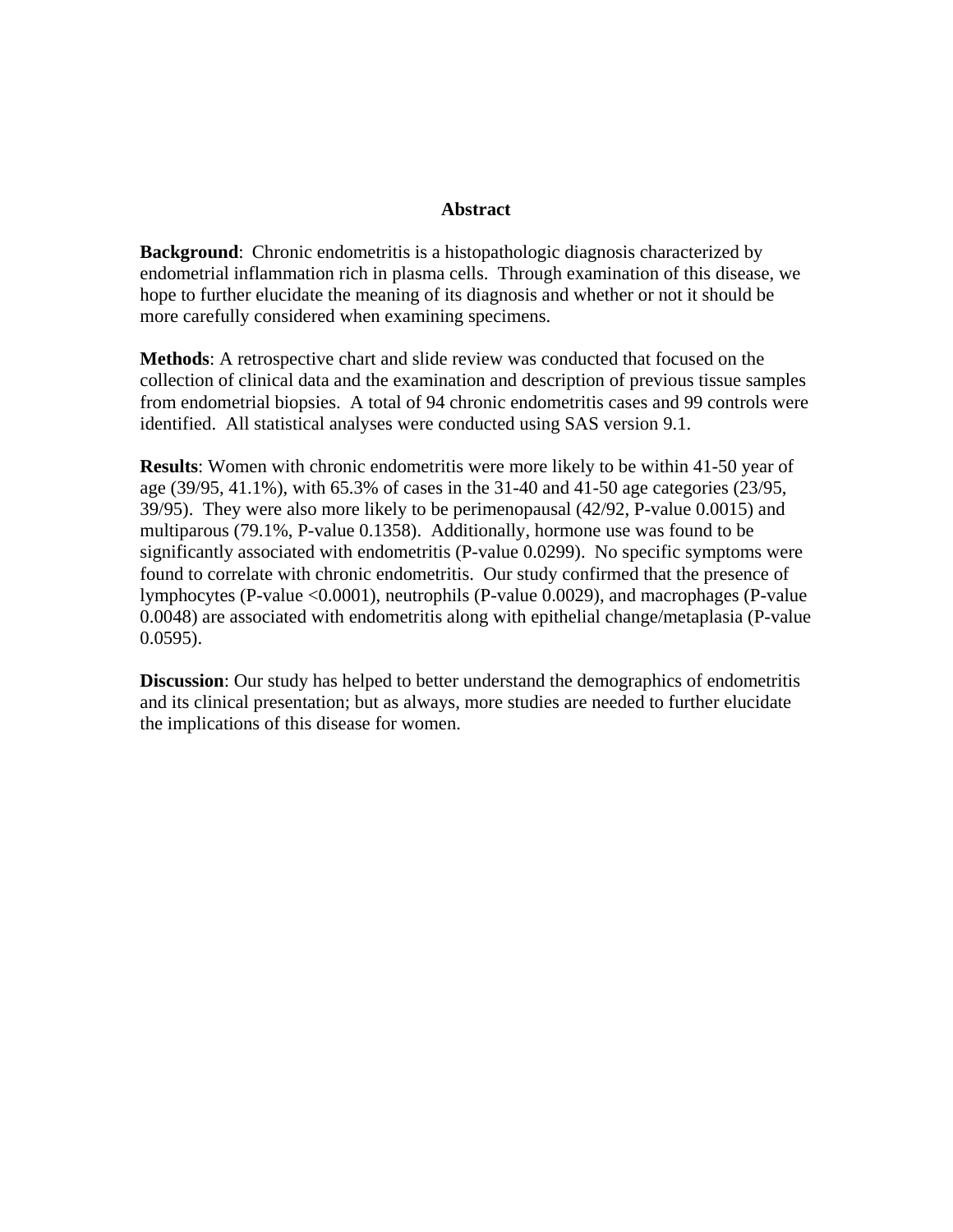# Abstract

**Background**: Chronic endometritis is a histopathologic diagnosis characterized by endometrial inflammation rich in plasma cells. Through examination of this disease, we hope to further elucidate the meaning of its diagnosis and whether or not it should be more carefully considered when examining specimens.

**Methods**: A retrospective chart and slide review was conducted that focused on the collection of clinical data and the examination and description of previous tissue samples from endometrial biopsies. A total of 94 chronic endometritis cases and 99 controls were identified. All statistical analyses were conducted using SAS version 9.1.

**Results**: Women with chronic endometritis were more likely to be within 41-50 year of age (39/95, 41.1%), with 65.3% of cases in the 31-40 and 41-50 age categories (23/95, 39/95). They were also more likely to be perimenopausal (42/92, P-value 0.0015) and multiparous (79.1%, P-value 0.1358). Additionally, hormone use was found to be significantly associated with endometritis (P-value 0.0299). No specific symptoms were found to correlate with chronic endometritis. Our study confirmed that the presence of lymphocytes (P-value <0.0001), neutrophils (P-value 0.0029), and macrophages (P-value 0.0048) are associated with endometritis along with epithelial change/metaplasia (P-value 0.0595).

**Discussion**: Our study has helped to better understand the demographics of endometritis and its clinical presentation; but as always, more studies are needed to further elucidate the implications of this disease for women.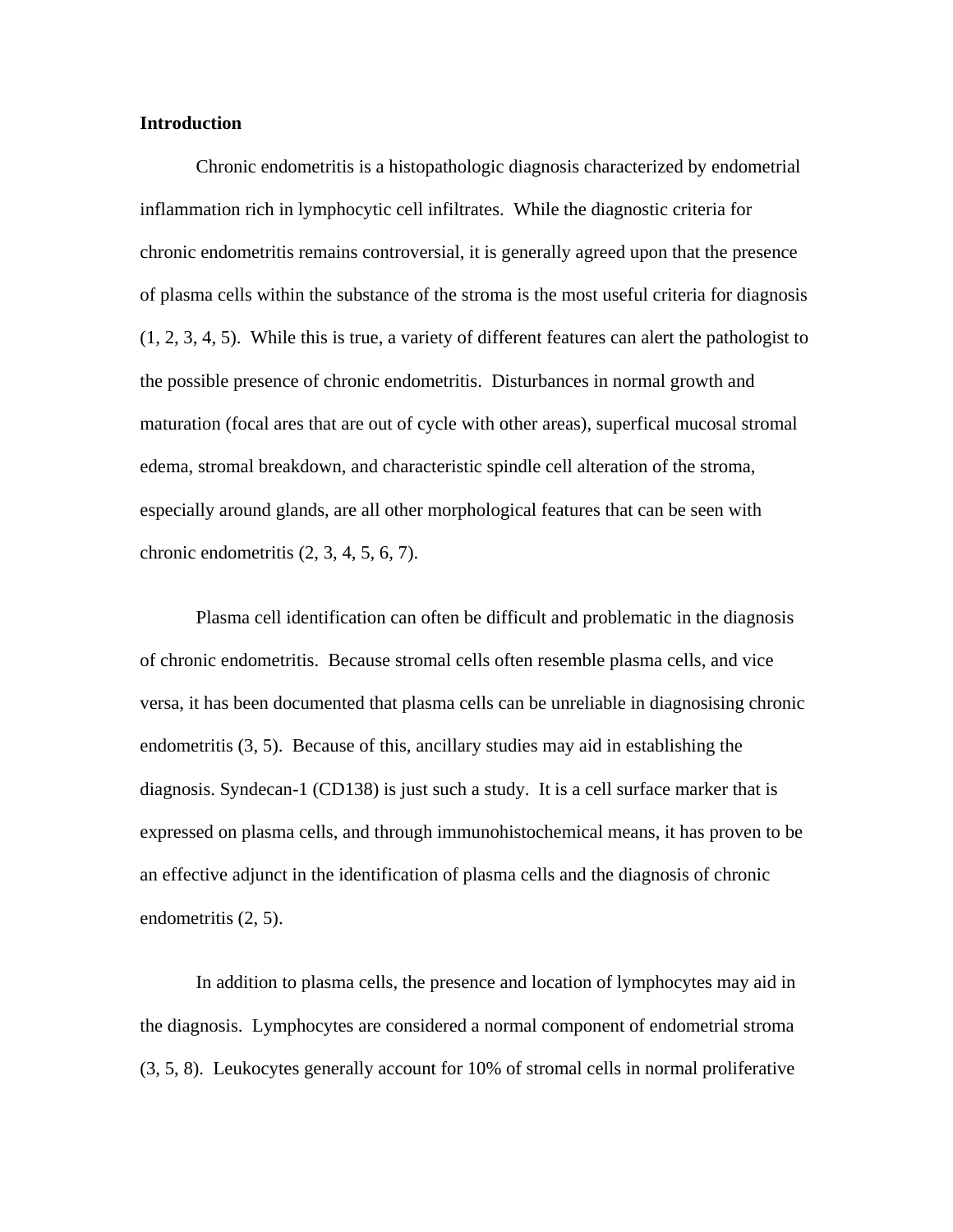**Introduction**

Chronic endometritis is a histopathologic diagnosis characterized by endometrial inflammation rich in lymphocytic cell infiltrates. While the diagnostic criteria for chronic endometritis remains controversial, it is generally agreed upon that the presence of plasma cells within the substance of the stroma is the most useful criteria for diagnosis (1, 2, 3, 4, 5). While this is true, a variety of different features can alert the pathologist to the possible presence of chronic endometritis. Disturbances in normal growth and maturation (focal ares that are out of cycle with other areas), superfical mucosal stromal edema, stromal breakdown, and characteristic spindle cell alteration of the stroma, especially around glands, are all other morphological features that can be seen with chronic endometritis (2, 3, 4, 5, 6, 7).

Plasma cell identification can often be difficult and problematic in the diagnosis of chronic endometritis. Because stromal cells often resemble plasma cells, and vice versa, it has been documented that plasma cells can be unreliable in diagnosising chronic endometritis (3, 5). Because of this, ancillary studies may aid in establishing the diagnosis. Syndecan-1 (CD138) is just such a study. It is a cell surface marker that is expressed on plasma cells, and through immunohistochemical means, it has proven to be an effective adjunct in the identification of plasma cells and the diagnosis of chronic endometritis (2, 5).

In addition to plasma cells, the presence and location of lymphocytes may aid in the diagnosis. Lymphocytes are considered a normal component of endometrial stroma (3, 5, 8). Leukocytes generally account for 10% of stromal cells in normal proliferative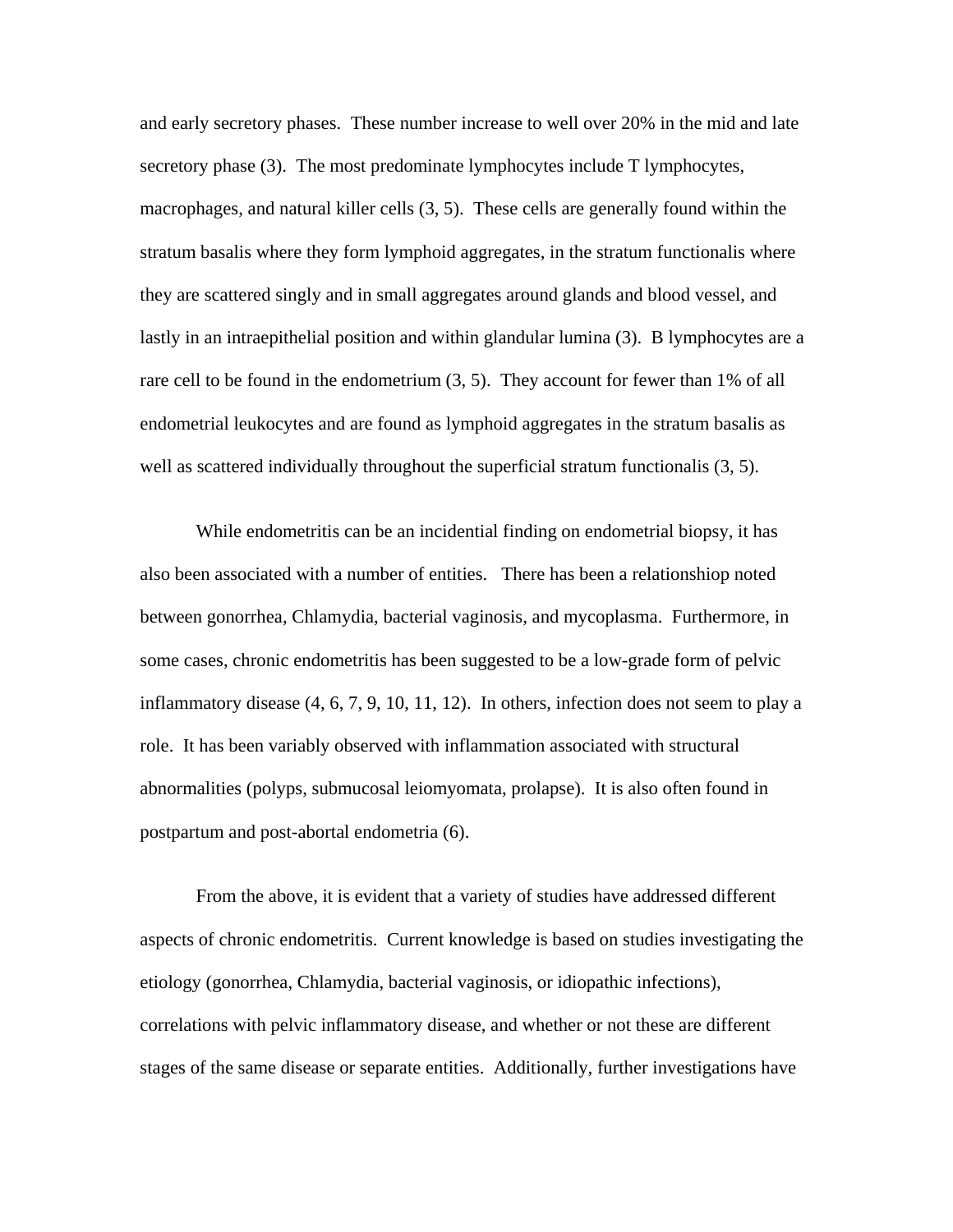and early secretory phases. These number increase to well over 20% in the mid and late secretory phase (3). The most predominate lymphocytes include T lymphocytes, macrophages, and natural killer cells (3, 5). These cells are generally found within the stratum basalis where they form lymphoid aggregates, in the stratum functionalis where they are scattered singly and in small aggregates around glands and blood vessel, and lastly in an intraepithelial position and within glandular lumina (3). B lymphocytes are a rare cell to be found in the endometrium (3, 5). They account for fewer than 1% of all endometrial leukocytes and are found as lymphoid aggregates in the stratum basalis as well as scattered individually throughout the superficial stratum functionalis (3, 5).

While endometritis can be an incidential finding on endometrial biopsy, it has also been associated with a number of entities. There has been a relationshiop noted between gonorrhea, Chlamydia, bacterial vaginosis, and mycoplasma. Furthermore, in some cases, chronic endometritis has been suggested to be a low-grade form of pelvic inflammatory disease (4, 6, 7, 9, 10, 11, 12). In others, infection does not seem to play a role. It has been variably observed with inflammation associated with structural abnormalities (polyps, submucosal leiomyomata, prolapse). It is also often found in postpartum and post-abortal endometria (6).

From the above, it is evident that a variety of studies have addressed different aspects of chronic endometritis. Current knowledge is based on studies investigating the etiology (gonorrhea, Chlamydia, bacterial vaginosis, or idiopathic infections), correlations with pelvic inflammatory disease, and whether or not these are different stages of the same disease or separate entities. Additionally, further investigations have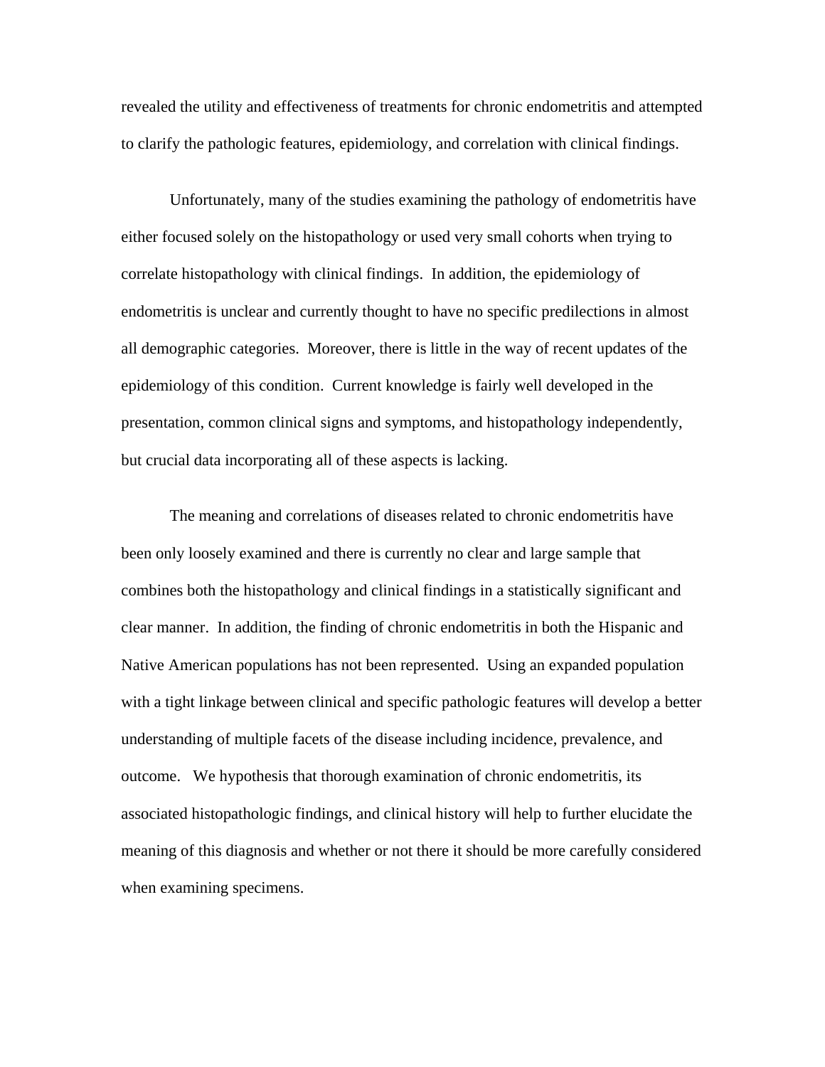revealed the utility and effectiveness of treatments for chronic endometritis and attempted to clarify the pathologic features, epidemiology, and correlation with clinical findings.

Unfortunately, many of the studies examining the pathology of endometritis have either focused solely on the histopathology or used very small cohorts when trying to correlate histopathology with clinical findings. In addition, the epidemiology of endometritis is unclear and currently thought to have no specific predilections in almost all demographic categories. Moreover, there is little in the way of recent updates of the epidemiology of this condition. Current knowledge is fairly well developed in the presentation, common clinical signs and symptoms, and histopathology independently, but crucial data incorporating all of these aspects is lacking.

The meaning and correlations of diseases related to chronic endometritis have been only loosely examined and there is currently no clear and large sample that combines both the histopathology and clinical findings in a statistically significant and clear manner. In addition, the finding of chronic endometritis in both the Hispanic and Native American populations has not been represented. Using an expanded population with a tight linkage between clinical and specific pathologic features will develop a better understanding of multiple facets of the disease including incidence, prevalence, and outcome. We hypothesis that thorough examination of chronic endometritis, its associated histopathologic findings, and clinical history will help to further elucidate the meaning of this diagnosis and whether or not there it should be more carefully considered when examining specimens.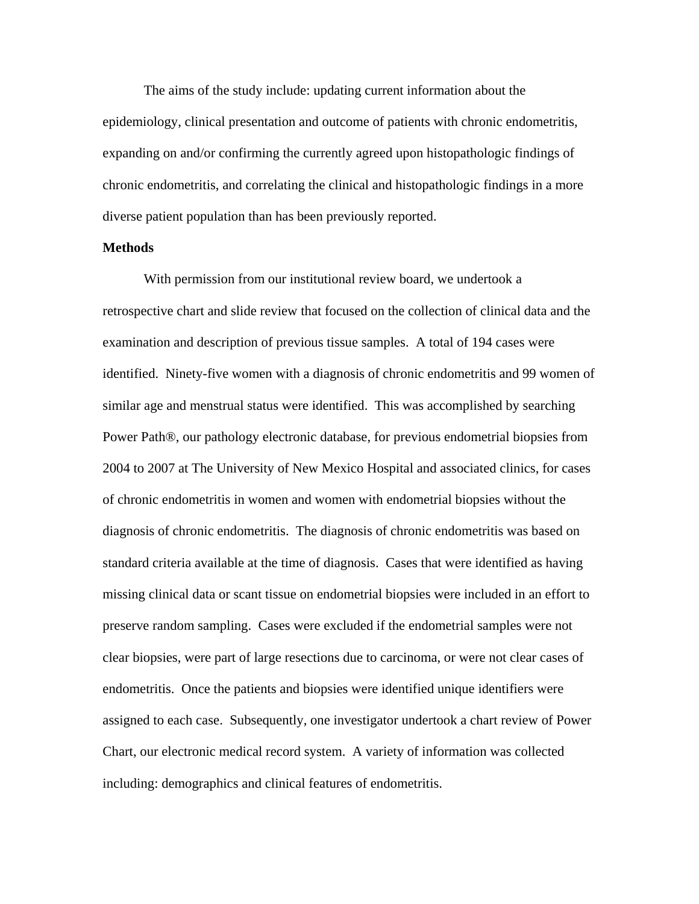The aims of the study include: updating current information about the epidemiology, clinical presentation and outcome of patients with chronic endometritis, expanding on and/or confirming the currently agreed upon histopathologic findings of chronic endometritis, and correlating the clinical and histopathologic findings in a more diverse patient population than has been previously reported.

**Methods**

With permission from our institutional review board, we undertook a retrospective chart and slide review that focused on the collection of clinical data and the examination and description of previous tissue samples. A total of 194 cases were identified. Ninety-five women with a diagnosis of chronic endometritis and 99 women of similar age and menstrual status were identified. This was accomplished by searching Power Path®, our pathology electronic database, for previous endometrial biopsies from 2004 to 2007 at The University of New Mexico Hospital and associated clinics, for cases of chronic endometritis in women and women with endometrial biopsies without the diagnosis of chronic endometritis. The diagnosis of chronic endometritis was based on standard criteria available at the time of diagnosis. Cases that were identified as having missing clinical data or scant tissue on endometrial biopsies were included in an effort to preserve random sampling. Cases were excluded if the endometrial samples were not clear biopsies, were part of large resections due to carcinoma, or were not clear cases of endometritis. Once the patients and biopsies were identified unique identifiers were assigned to each case. Subsequently, one investigator undertook a chart review of Power Chart, our electronic medical record system. A variety of information was collected including: demographics and clinical features of endometritis.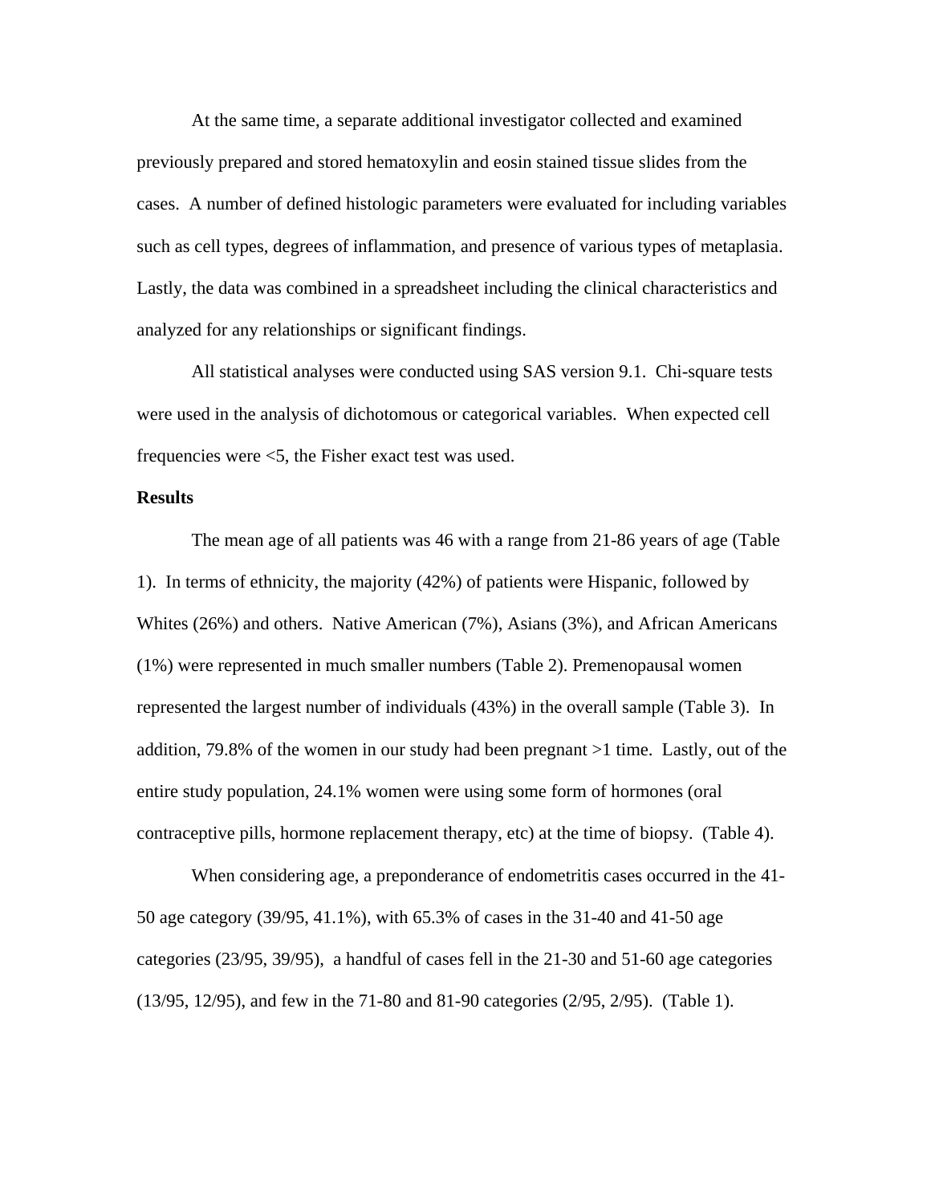At the same time, a separate additional investigator collected and examined previously prepared and stored hematoxylin and eosin stained tissue slides from the cases. A number of defined histologic parameters were evaluated for including variables such as cell types, degrees of inflammation, and presence of various types of metaplasia. Lastly, the data was combined in a spreadsheet including the clinical characteristics and analyzed for any relationships or significant findings.

All statistical analyses were conducted using SAS version 9.1. Chi-square tests were used in the analysis of dichotomous or categorical variables. When expected cell frequencies were <5, the Fisher exact test was used.

**Results**

The mean age of all patients was 46 with a range from 21-86 years of age (Table 1). In terms of ethnicity, the majority (42%) of patients were Hispanic, followed by Whites (26%) and others. Native American (7%), Asians (3%), and African Americans (1%) were represented in much smaller numbers (Table 2). Premenopausal women represented the largest number of individuals (43%) in the overall sample (Table 3). In addition, 79.8% of the women in our study had been pregnant >1 time. Lastly, out of the entire study population, 24.1% women were using some form of hormones (oral contraceptive pills, hormone replacement therapy, etc) at the time of biopsy. (Table 4).

When considering age, a preponderance of endometritis cases occurred in the 41-50 age category (39/95, 41.1%), with 65.3% of cases in the 31-40 and 41-50 age categories (23/95, 39/95), a handful of cases fell in the 21-30 and 51-60 age categories (13/95, 12/95), and few in the 71-80 and 81-90 categories (2/95, 2/95). (Table 1).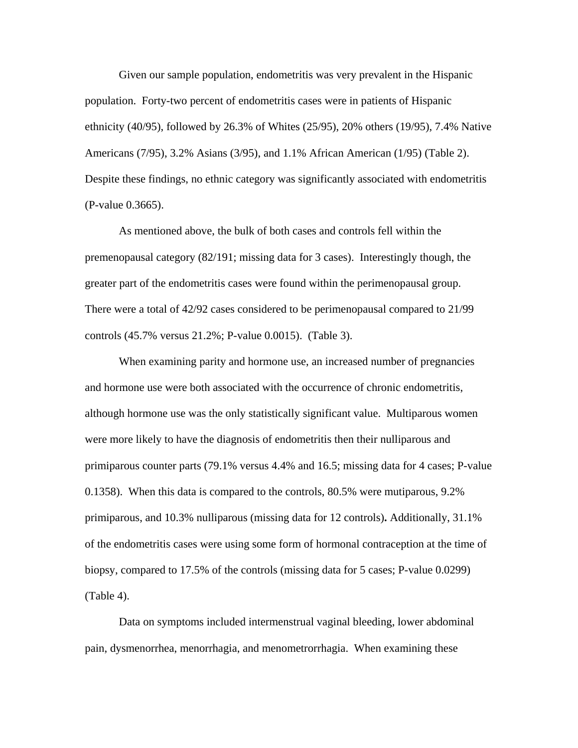Given our sample population, endometritis was very prevalent in the Hispanic population. Forty-two percent of endometritis cases were in patients of Hispanic ethnicity (40/95), followed by 26.3% of Whites (25/95), 20% others (19/95), 7.4% Native Americans (7/95), 3.2% Asians (3/95), and 1.1% African American (1/95) (Table 2). Despite these findings, no ethnic category was significantly associated with endometritis (P-value 0.3665).

As mentioned above, the bulk of both cases and controls fell within the premenopausal category (82/191; missing data for 3 cases). Interestingly though, the greater part of the endometritis cases were found within the perimenopausal group. There were a total of 42/92 cases considered to be perimenopausal compared to 21/99 controls (45.7% versus 21.2%; P-value 0.0015). (Table 3).

When examining parity and hormone use, an increased number of pregnancies and hormone use were both associated with the occurrence of chronic endometritis, although hormone use was the only statistically significant value. Multiparous women were more likely to have the diagnosis of endometritis then their nulliparous and primiparous counter parts (79.1% versus 4.4% and 16.5; missing data for 4 cases; P-value 0.1358). When this data is compared to the controls, 80.5% were mutiparous, 9.2% primiparous, and 10.3% nulliparous (missing data for 12 controls)**.** Additionally, 31.1% of the endometritis cases were using some form of hormonal contraception at the time of biopsy, compared to 17.5% of the controls (missing data for 5 cases; P-value 0.0299) (Table 4).

Data on symptoms included intermenstrual vaginal bleeding, lower abdominal pain, dysmenorrhea, menorrhagia, and menometrorrhagia. When examining these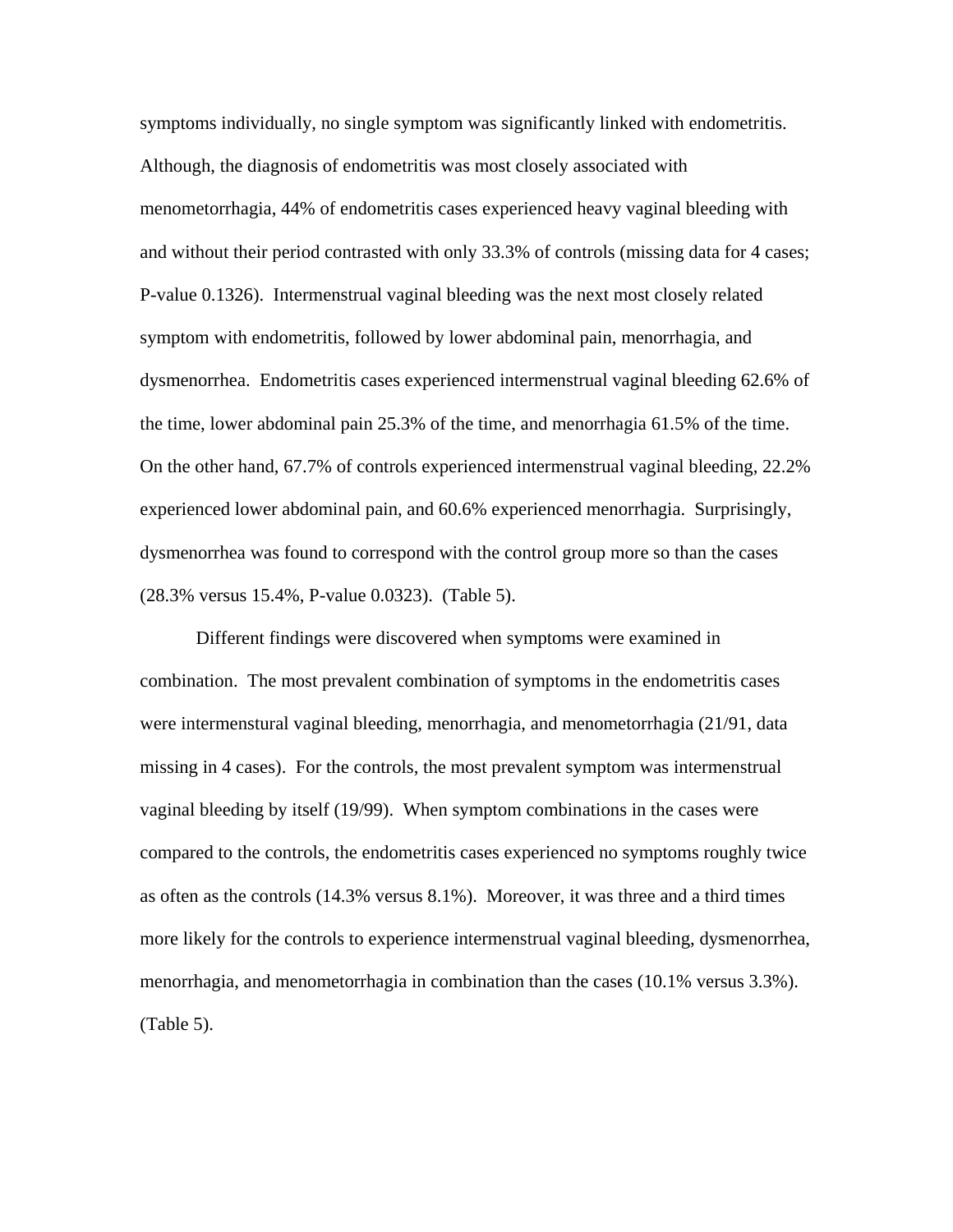symptoms individually, no single symptom was significantly linked with endometritis. Although, the diagnosis of endometritis was most closely associated with menometorrhagia, 44% of endometritis cases experienced heavy vaginal bleeding with and without their period contrasted with only 33.3% of controls (missing data for 4 cases; P-value 0.1326). Intermenstrual vaginal bleeding was the next most closely related symptom with endometritis, followed by lower abdominal pain, menorrhagia, and dysmenorrhea. Endometritis cases experienced intermenstrual vaginal bleeding 62.6% of the time, lower abdominal pain 25.3% of the time, and menorrhagia 61.5% of the time. On the other hand, 67.7% of controls experienced intermenstrual vaginal bleeding, 22.2% experienced lower abdominal pain, and 60.6% experienced menorrhagia. Surprisingly, dysmenorrhea was found to correspond with the control group more so than the cases (28.3% versus 15.4%, P-value 0.0323). (Table 5).

Different findings were discovered when symptoms were examined in combination. The most prevalent combination of symptoms in the endometritis cases were intermenstural vaginal bleeding, menorrhagia, and menometorrhagia (21/91, data missing in 4 cases). For the controls, the most prevalent symptom was intermenstrual vaginal bleeding by itself (19/99). When symptom combinations in the cases were compared to the controls, the endometritis cases experienced no symptoms roughly twice as often as the controls (14.3% versus 8.1%). Moreover, it was three and a third times more likely for the controls to experience intermenstrual vaginal bleeding, dysmenorrhea, menorrhagia, and menometorrhagia in combination than the cases (10.1% versus 3.3%). (Table 5).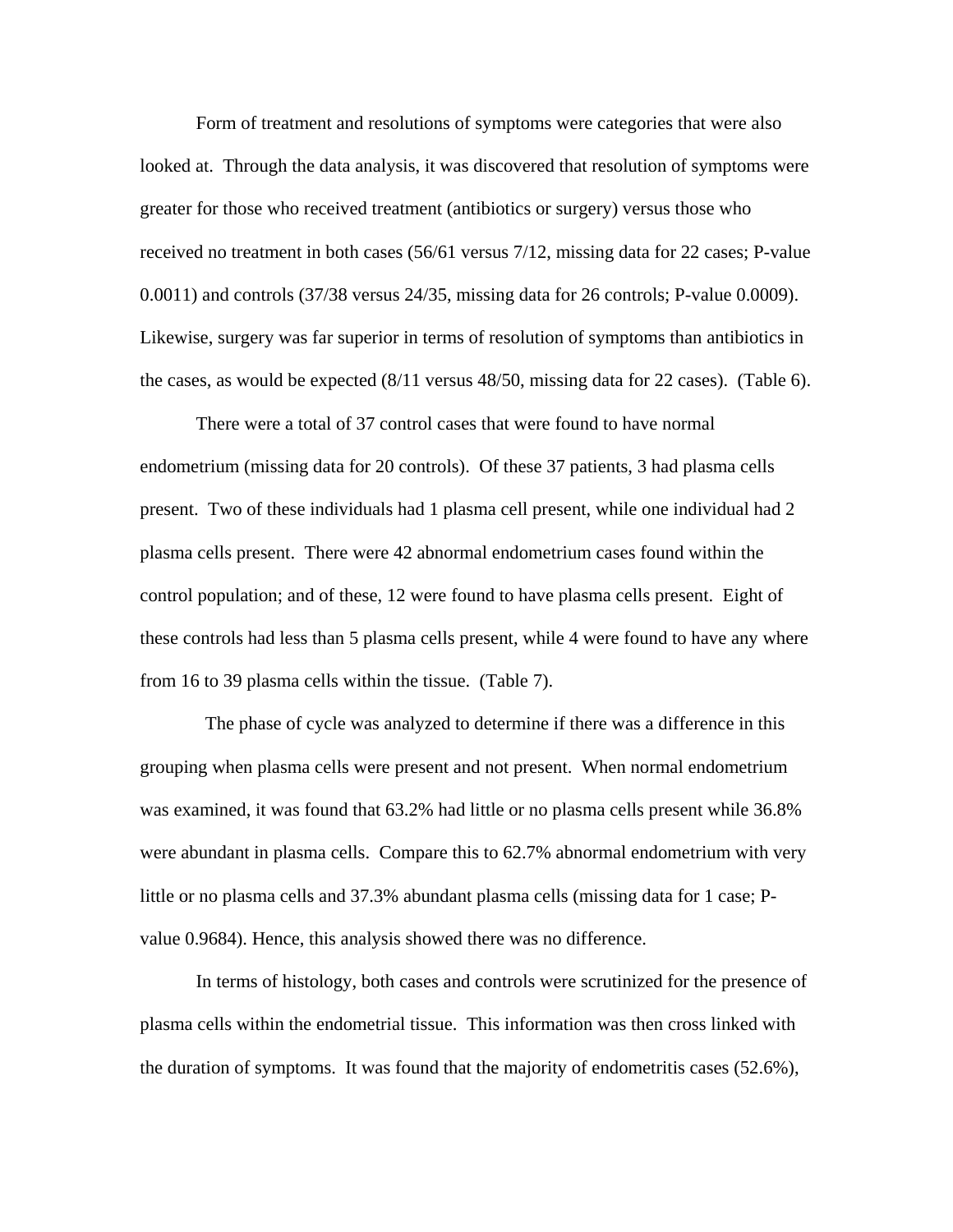Form of treatment and resolutions of symptoms were categories that were also looked at. Through the data analysis, it was discovered that resolution of symptoms were greater for those who received treatment (antibiotics or surgery) versus those who received no treatment in both cases (56/61 versus 7/12, missing data for 22 cases; P-value 0.0011) and controls (37/38 versus 24/35, missing data for 26 controls; P-value 0.0009). Likewise, surgery was far superior in terms of resolution of symptoms than antibiotics in the cases, as would be expected (8/11 versus 48/50, missing data for 22 cases). (Table 6).

There were a total of 37 control cases that were found to have normal endometrium (missing data for 20 controls). Of these 37 patients, 3 had plasma cells present. Two of these individuals had 1 plasma cell present, while one individual had 2 plasma cells present. There were 42 abnormal endometrium cases found within the control population; and of these, 12 were found to have plasma cells present. Eight of these controls had less than 5 plasma cells present, while 4 were found to have any where from 16 to 39 plasma cells within the tissue. (Table 7).

The phase of cycle was analyzed to determine if there was a difference in this grouping when plasma cells were present and not present. When normal endometrium was examined, it was found that 63.2% had little or no plasma cells present while 36.8% were abundant in plasma cells. Compare this to 62.7% abnormal endometrium with very little or no plasma cells and 37.3% abundant plasma cells (missing data for 1 case; P-value 0.9684). Hence, this analysis showed there was no difference.

In terms of histology, both cases and controls were scrutinized for the presence of plasma cells within the endometrial tissue. This information was then cross linked with the duration of symptoms. It was found that the majority of endometritis cases (52.6%),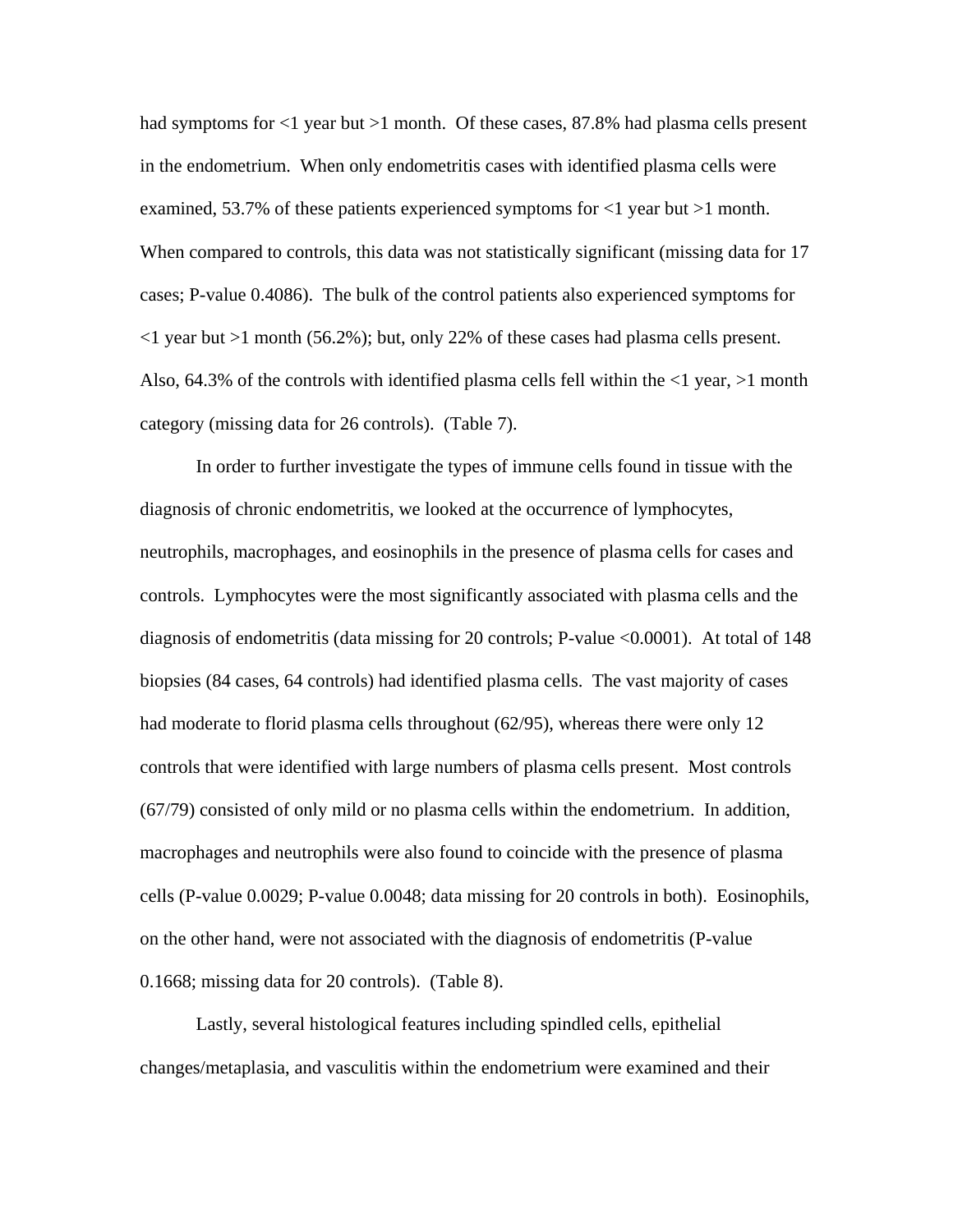had symptoms for <1 year but >1 month. Of these cases, 87.8% had plasma cells present in the endometrium. When only endometritis cases with identified plasma cells were examined, 53.7% of these patients experienced symptoms for <1 year but >1 month. When compared to controls, this data was not statistically significant (missing data for 17 cases; P-value 0.4086). The bulk of the control patients also experienced symptoms for <1 year but >1 month (56.2%); but, only 22% of these cases had plasma cells present. Also, 64.3% of the controls with identified plasma cells fell within the <1 year, >1 month category (missing data for 26 controls). (Table 7).

In order to further investigate the types of immune cells found in tissue with the diagnosis of chronic endometritis, we looked at the occurrence of lymphocytes, neutrophils, macrophages, and eosinophils in the presence of plasma cells for cases and controls. Lymphocytes were the most significantly associated with plasma cells and the diagnosis of endometritis (data missing for 20 controls; P-value <0.0001). At total of 148 biopsies (84 cases, 64 controls) had identified plasma cells. The vast majority of cases had moderate to florid plasma cells throughout (62/95), whereas there were only 12 controls that were identified with large numbers of plasma cells present. Most controls (67/79) consisted of only mild or no plasma cells within the endometrium. In addition, macrophages and neutrophils were also found to coincide with the presence of plasma cells (P-value 0.0029; P-value 0.0048; data missing for 20 controls in both). Eosinophils, on the other hand, were not associated with the diagnosis of endometritis (P-value 0.1668; missing data for 20 controls). (Table 8).

Lastly, several histological features including spindled cells, epithelial changes/metaplasia, and vasculitis within the endometrium were examined and their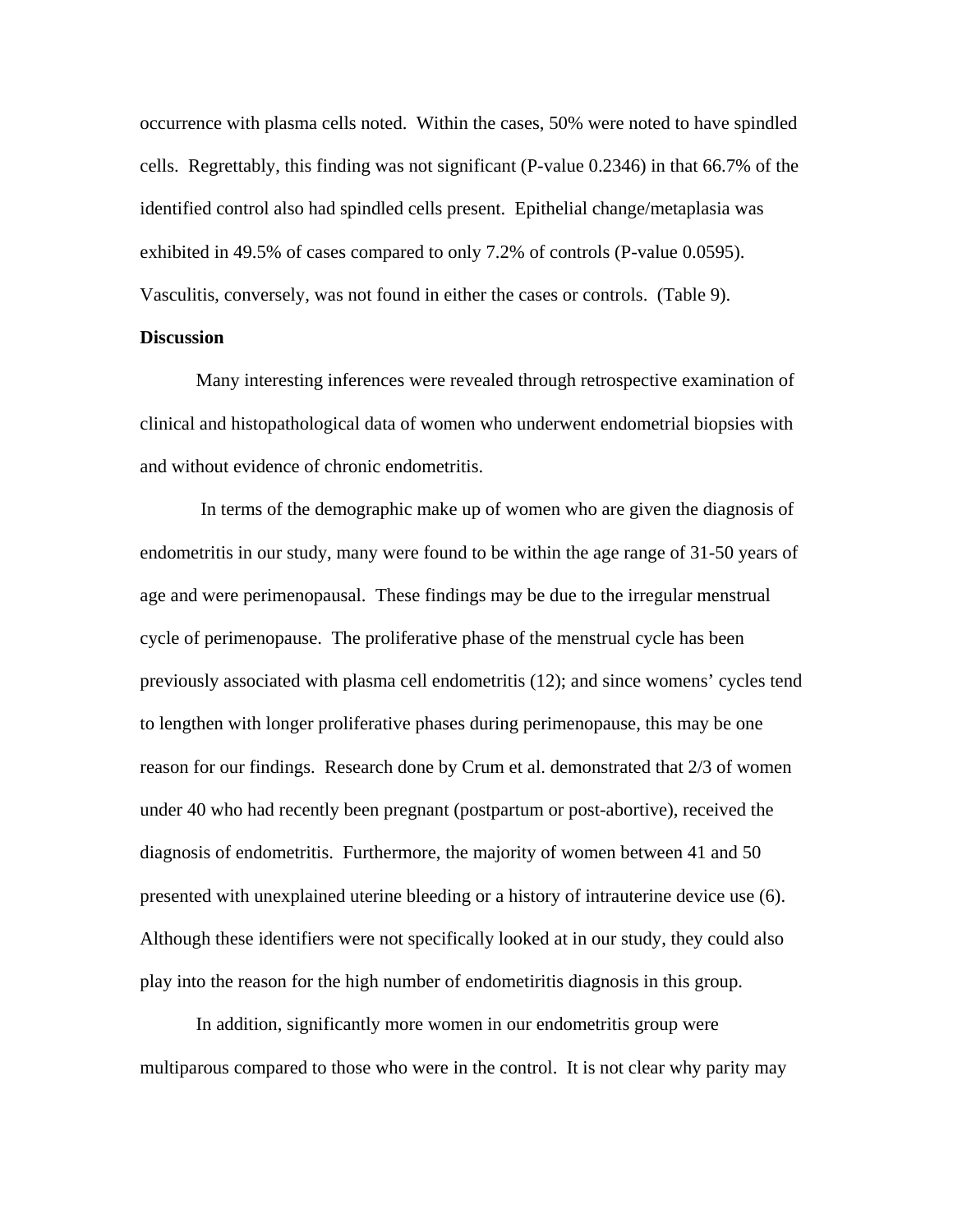occurrence with plasma cells noted. Within the cases, 50% were noted to have spindled cells. Regrettably, this finding was not significant (P-value 0.2346) in that 66.7% of the identified control also had spindled cells present. Epithelial change/metaplasia was exhibited in 49.5% of cases compared to only 7.2% of controls (P-value 0.0595). Vasculitis, conversely, was not found in either the cases or controls. (Table 9).

**Discussion**

Many interesting inferences were revealed through retrospective examination of clinical and histopathological data of women who underwent endometrial biopsies with and without evidence of chronic endometritis.

In terms of the demographic make up of women who are given the diagnosis of endometritis in our study, many were found to be within the age range of 31-50 years of age and were perimenopausal. These findings may be due to the irregular menstrual cycle of perimenopause. The proliferative phase of the menstrual cycle has been previously associated with plasma cell endometritis (12); and since womens' cycles tend to lengthen with longer proliferative phases during perimenopause, this may be one reason for our findings. Research done by Crum et al. demonstrated that 2/3 of women under 40 who had recently been pregnant (postpartum or post-abortive), received the diagnosis of endometritis. Furthermore, the majority of women between 41 and 50 presented with unexplained uterine bleeding or a history of intrauterine device use (6). Although these identifiers were not specifically looked at in our study, they could also play into the reason for the high number of endometiritis diagnosis in this group.

In addition, significantly more women in our endometritis group were multiparous compared to those who were in the control. It is not clear why parity may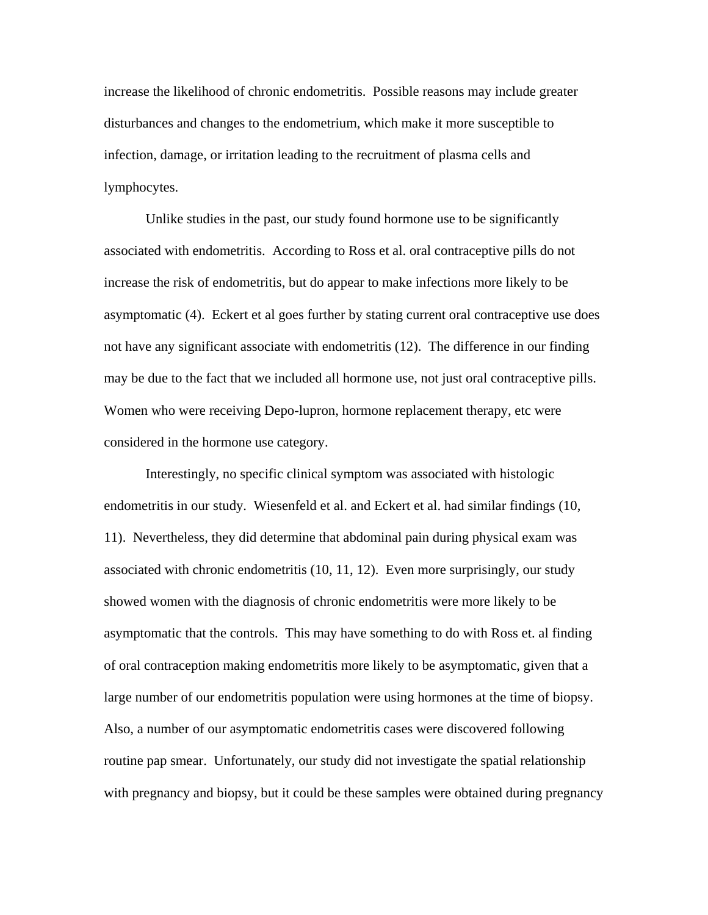increase the likelihood of chronic endometritis. Possible reasons may include greater disturbances and changes to the endometrium, which make it more susceptible to infection, damage, or irritation leading to the recruitment of plasma cells and lymphocytes.

Unlike studies in the past, our study found hormone use to be significantly associated with endometritis. According to Ross et al. oral contraceptive pills do not increase the risk of endometritis, but do appear to make infections more likely to be asymptomatic (4). Eckert et al goes further by stating current oral contraceptive use does not have any significant associate with endometritis (12). The difference in our finding may be due to the fact that we included all hormone use, not just oral contraceptive pills. Women who were receiving Depo-lupron, hormone replacement therapy, etc were considered in the hormone use category.

Interestingly, no specific clinical symptom was associated with histologic endometritis in our study. Wiesenfeld et al. and Eckert et al. had similar findings (10, 11). Nevertheless, they did determine that abdominal pain during physical exam was associated with chronic endometritis (10, 11, 12). Even more surprisingly, our study showed women with the diagnosis of chronic endometritis were more likely to be asymptomatic that the controls. This may have something to do with Ross et. al finding of oral contraception making endometritis more likely to be asymptomatic, given that a large number of our endometritis population were using hormones at the time of biopsy. Also, a number of our asymptomatic endometritis cases were discovered following routine pap smear. Unfortunately, our study did not investigate the spatial relationship with pregnancy and biopsy, but it could be these samples were obtained during pregnancy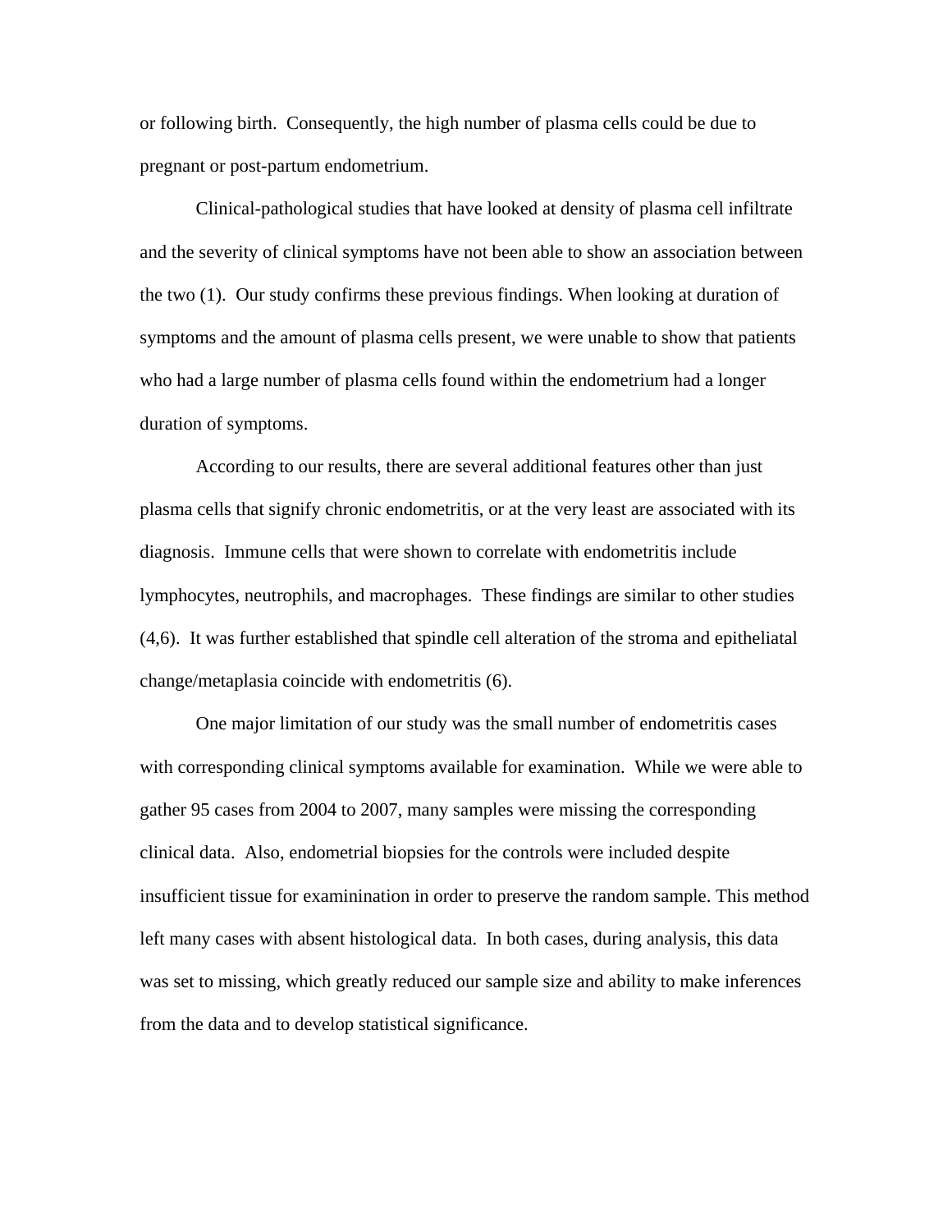or following birth. Consequently, the high number of plasma cells could be due to pregnant or post-partum endometrium.

Clinical-pathological studies that have looked at density of plasma cell infiltrate and the severity of clinical symptoms have not been able to show an association between the two (1). Our study confirms these previous findings. When looking at duration of symptoms and the amount of plasma cells present, we were unable to show that patients who had a large number of plasma cells found within the endometrium had a longer duration of symptoms.

According to our results, there are several additional features other than just plasma cells that signify chronic endometritis, or at the very least are associated with its diagnosis. Immune cells that were shown to correlate with endometritis include lymphocytes, neutrophils, and macrophages. These findings are similar to other studies (4,6). It was further established that spindle cell alteration of the stroma and epitheliatal change/metaplasia coincide with endometritis (6).

One major limitation of our study was the small number of endometritis cases with corresponding clinical symptoms available for examination. While we were able to gather 95 cases from 2004 to 2007, many samples were missing the corresponding clinical data. Also, endometrial biopsies for the controls were included despite insufficient tissue for examinination in order to preserve the random sample. This method left many cases with absent histological data. In both cases, during analysis, this data was set to missing, which greatly reduced our sample size and ability to make inferences from the data and to develop statistical significance.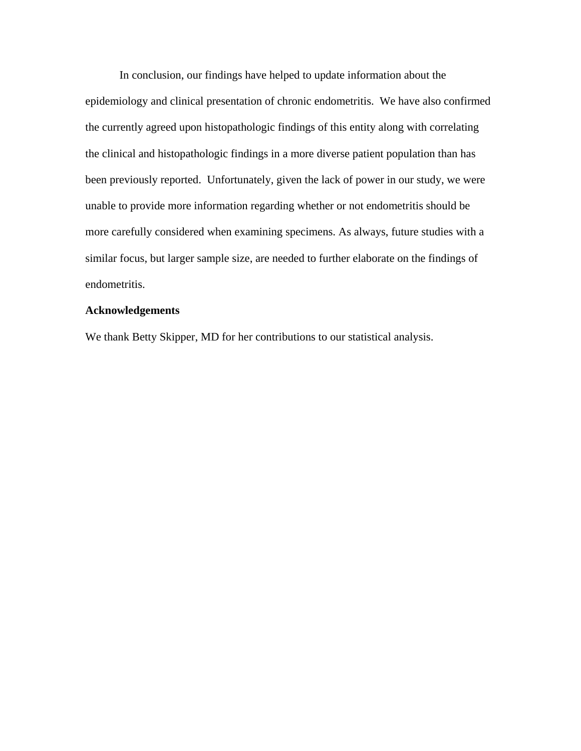In conclusion, our findings have helped to update information about the epidemiology and clinical presentation of chronic endometritis. We have also confirmed the currently agreed upon histopathologic findings of this entity along with correlating the clinical and histopathologic findings in a more diverse patient population than has been previously reported. Unfortunately, given the lack of power in our study, we were unable to provide more information regarding whether or not endometritis should be more carefully considered when examining specimens. As always, future studies with a similar focus, but larger sample size, are needed to further elaborate on the findings of endometritis.

**Acknowledgements**

We thank Betty Skipper, MD for her contributions to our statistical analysis.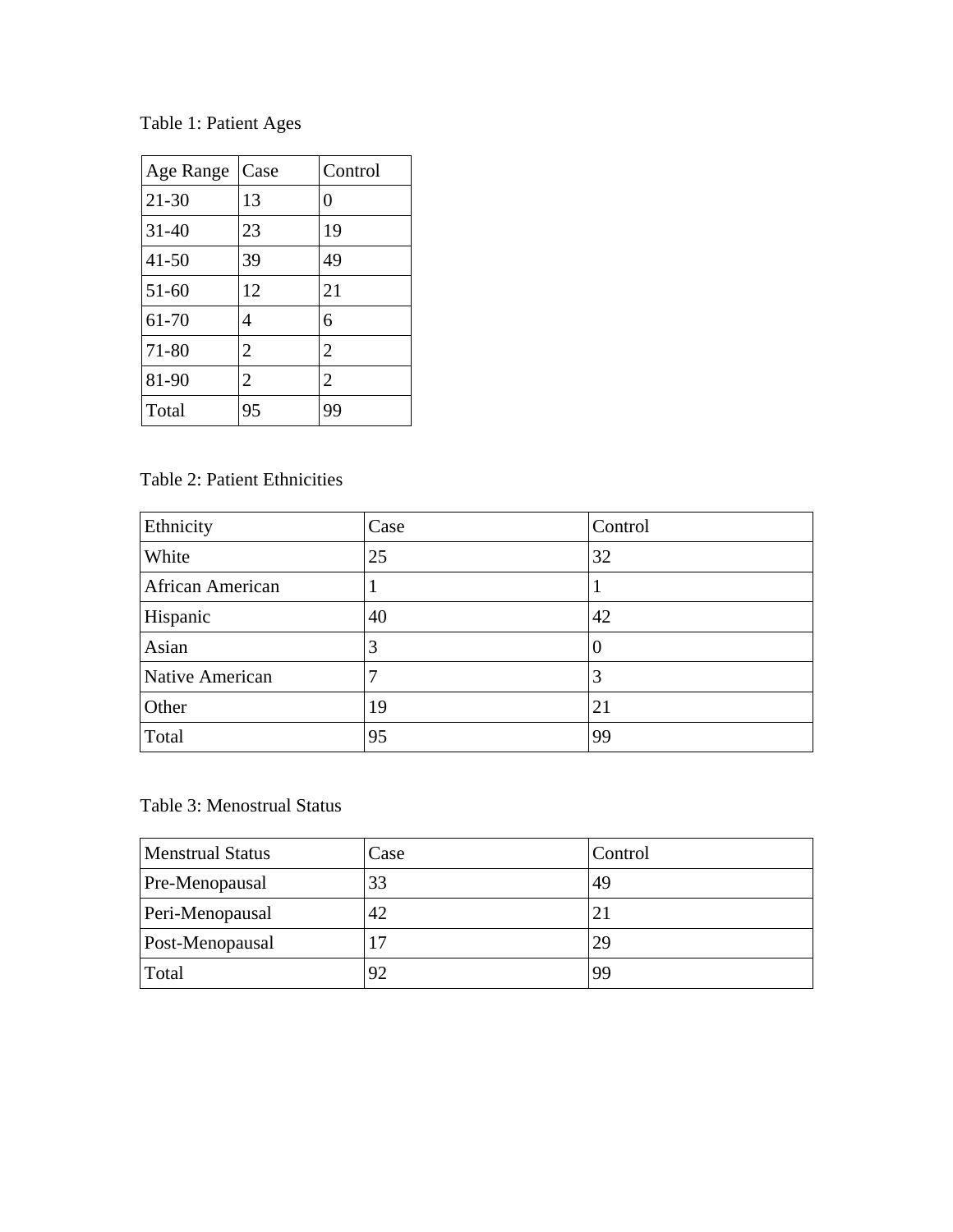Table 1: Patient Ages

| Age Range | Case | Control |
| --- | --- | --- |
| 21-30 | 13 | 0 |
| 31-40 | 23 | 19 |
| 41-50 | 39 | 49 |
| 51-60 | 12 | 21 |
| 61-70 | 4 | 6 |
| 71-80 | 2 | 2 |
| 81-90 | 2 | 2 |
| Total | 95 | 99 |

Table 2: Patient Ethnicities

| Ethnicity | Case | Control |
| --- | --- | --- |
| White | 25 | 32 |
| African American | 1 | 1 |
| Hispanic | 40 | 42 |
| Asian | 3 | 0 |
| Native American | 7 | 3 |
| Other | 19 | 21 |
| Total | 95 | 99 |

Table 3: Menostrual Status

| Menstrual Status | Case | Control |
| --- | --- | --- |
| Pre-Menopausal | 33 | 49 |
| Peri-Menopausal | 42 | 21 |
| Post-Menopausal | 17 | 29 |
| Total | 92 | 99 |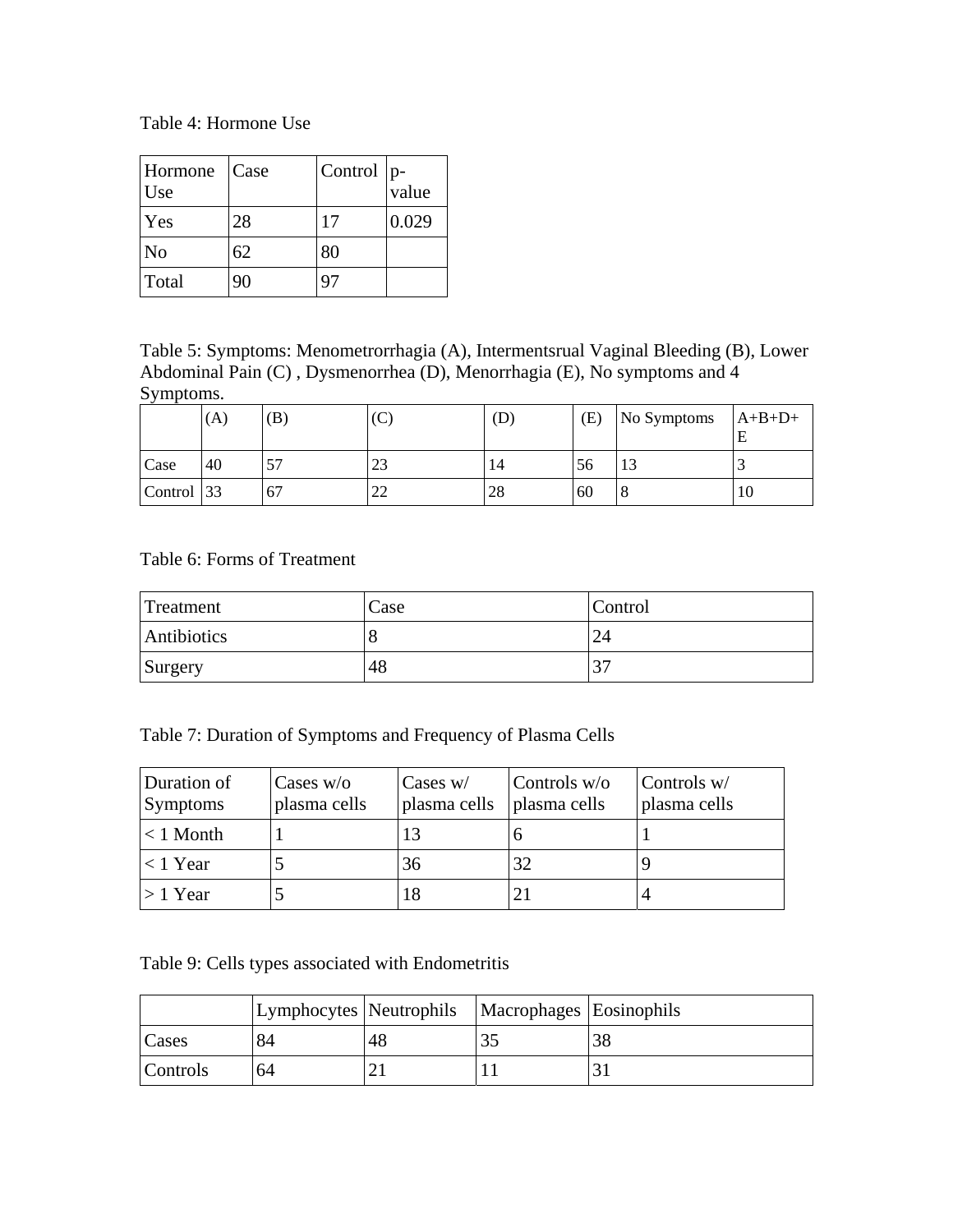Table 4: Hormone Use

| Hormone Use | Case | Control | p-value |
|---|---|---|---|
| Yes | 28 | 17 | 0.029 |
| No | 62 | 80 | |
| Total | 90 | 97 | |

Table 5: Symptoms: Menometrorrhagia (A), Intermentsrual Vaginal Bleeding (B), Lower Abdominal Pain (C) , Dysmenorrhea (D), Menorrhagia (E), No symptoms and 4 Symptoms.

| | (A) | (B) | (C) | (D) | (E) | No Symptoms | A+B+D+E |
|---|---|---|---|---|---|---|---|
| Case | 40 | 57 | 23 | 14 | 56 | 13 | 3 |
| Control | 33 | 67 | 22 | 28 | 60 | 8 | 10 |

Table 6: Forms of Treatment

| Treatment | Case | Control |
|---|---|---|
| Antibiotics | 8 | 24 |
| Surgery | 48 | 37 |

Table 7: Duration of Symptoms and Frequency of Plasma Cells

| Duration of Symptoms | Cases w/o plasma cells | Cases w/ plasma cells | Controls w/o plasma cells | Controls w/ plasma cells |
|---|---|---|---|---|
| < 1 Month | 1 | 13 | 6 | 1 |
| < 1 Year | 5 | 36 | 32 | 9 |
| > 1 Year | 5 | 18 | 21 | 4 |

Table 9: Cells types associated with Endometritis

| | Lymphocytes | Neutrophils | Macrophages | Eosinophils |
|---|---|---|---|---|
| Cases | 84 | 48 | 35 | 38 |
| Controls | 64 | 21 | 11 | 31 |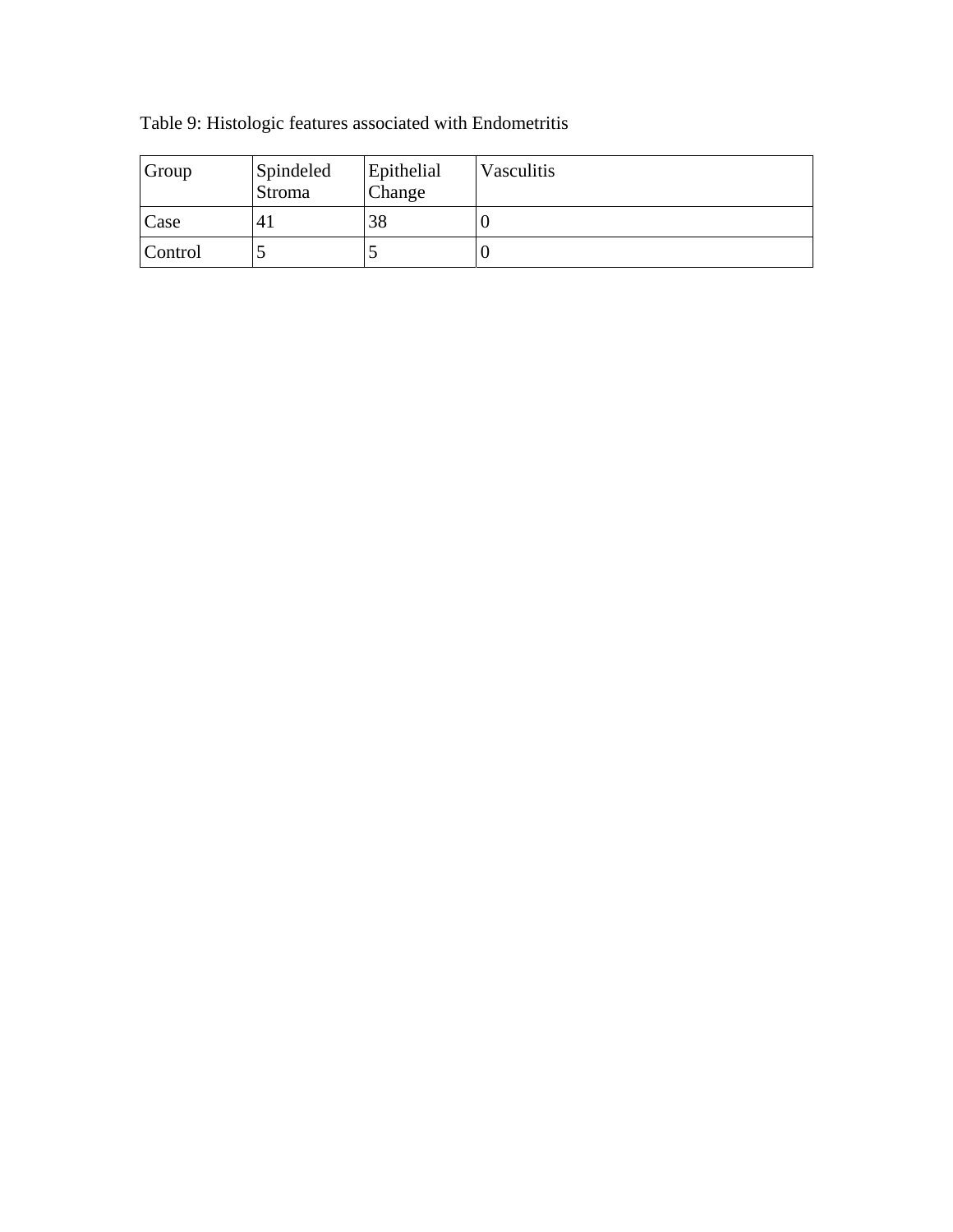Table 9: Histologic features associated with Endometritis

| Group | Spindeled Stroma | Epithelial Change | Vasculitis |
| --- | --- | --- | --- |
| Case | 41 | 38 | 0 |
| Control | 5 | 5 | 0 |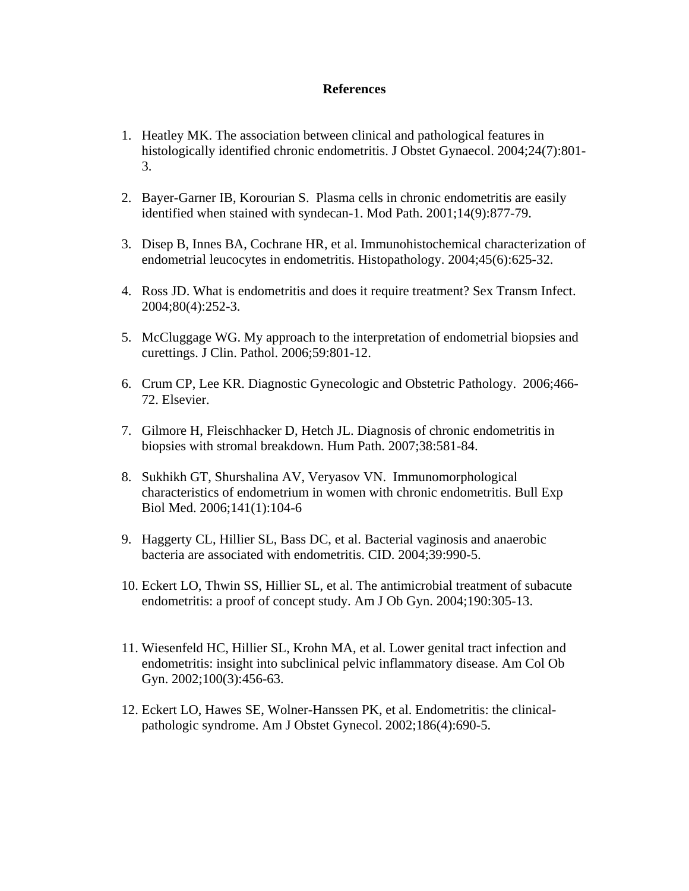# References

1. Heatley MK. The association between clinical and pathological features in histologically identified chronic endometritis. J Obstet Gynaecol. 2004;24(7):801-3.

2. Bayer-Garner IB, Korourian S. Plasma cells in chronic endometritis are easily identified when stained with syndecan-1. Mod Path. 2001;14(9):877-79.

3. Disep B, Innes BA, Cochrane HR, et al. Immunohistochemical characterization of endometrial leucocytes in endometritis. Histopathology. 2004;45(6):625-32.

4. Ross JD. What is endometritis and does it require treatment? Sex Transm Infect. 2004;80(4):252-3.

5. McCluggage WG. My approach to the interpretation of endometrial biopsies and curettings. J Clin. Pathol. 2006;59:801-12.

6. Crum CP, Lee KR. Diagnostic Gynecologic and Obstetric Pathology. 2006;466-72. Elsevier.

7. Gilmore H, Fleischhacker D, Hetch JL. Diagnosis of chronic endometritis in biopsies with stromal breakdown. Hum Path. 2007;38:581-84.

8. Sukhikh GT, Shurshalina AV, Veryasov VN. Immunomorphological characteristics of endometrium in women with chronic endometritis. Bull Exp Biol Med. 2006;141(1):104-6

9. Haggerty CL, Hillier SL, Bass DC, et al. Bacterial vaginosis and anaerobic bacteria are associated with endometritis. CID. 2004;39:990-5.

10. Eckert LO, Thwin SS, Hillier SL, et al. The antimicrobial treatment of subacute endometritis: a proof of concept study. Am J Ob Gyn. 2004;190:305-13.

11. Wiesenfeld HC, Hillier SL, Krohn MA, et al. Lower genital tract infection and endometritis: insight into subclinical pelvic inflammatory disease. Am Col Ob Gyn. 2002;100(3):456-63.

12. Eckert LO, Hawes SE, Wolner-Hanssen PK, et al. Endometritis: the clinical-pathologic syndrome. Am J Obstet Gynecol. 2002;186(4):690-5.